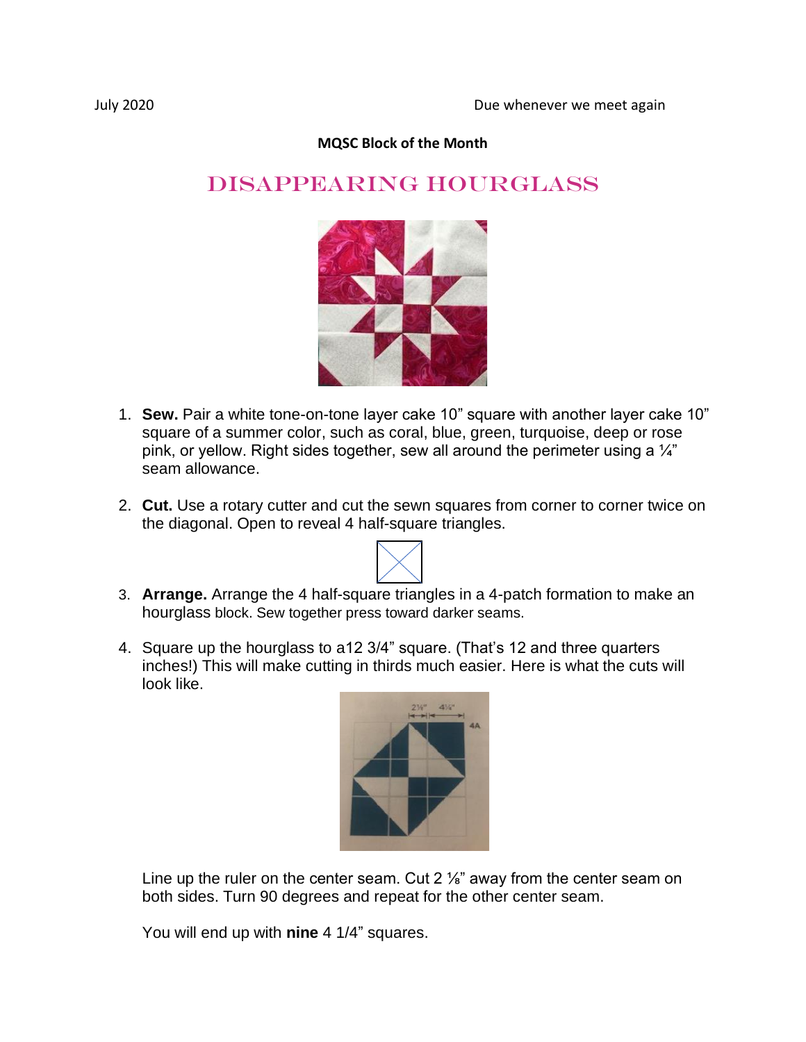July 2020 Due whenever we meet again

**MQSC Block of the Month**

# DISAPPEARING HOURGLASS

1. **Sew.** Pair a white tone-on-tone layer cake 10" square with another layer cake 10" square of a summer color, such as coral, blue, green, turquoise, deep or rose pink, or yellow. Right sides together, sew all around the perimeter using a ¼" seam allowance.

2. **Cut.** Use a rotary cutter and cut the sewn squares from corner to corner twice on the diagonal. Open to reveal 4 half-square triangles.

3. **Arrange.** Arrange the 4 half-square triangles in a 4-patch formation to make an hourglass block. Sew together press toward darker seams.

4. Square up the hourglass to a12 3/4" square. (That's 12 and three quarters inches!) This will make cutting in thirds much easier. Here is what the cuts will look like.

   Line up the ruler on the center seam. Cut 2 ⅛" away from the center seam on both sides. Turn 90 degrees and repeat for the other center seam.

   You will end up with **nine** 4 1/4" squares.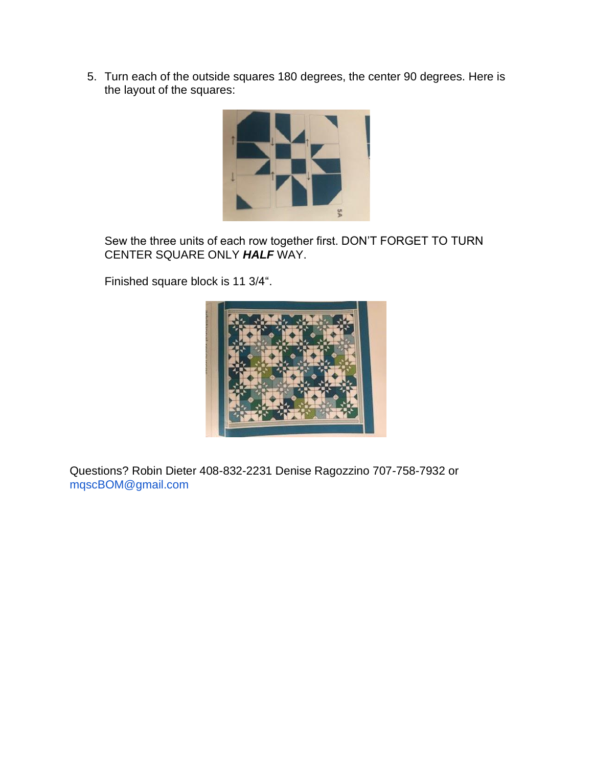5. Turn each of the outside squares 180 degrees, the center 90 degrees. Here is the layout of the squares:

   Sew the three units of each row together first. DON'T FORGET TO TURN CENTER SQUARE ONLY ***HALF*** WAY.

   Finished square block is 11 3/4".

Questions? Robin Dieter 408-832-2231 Denise Ragozzino 707-758-7932 or mqscBOM@gmail.com